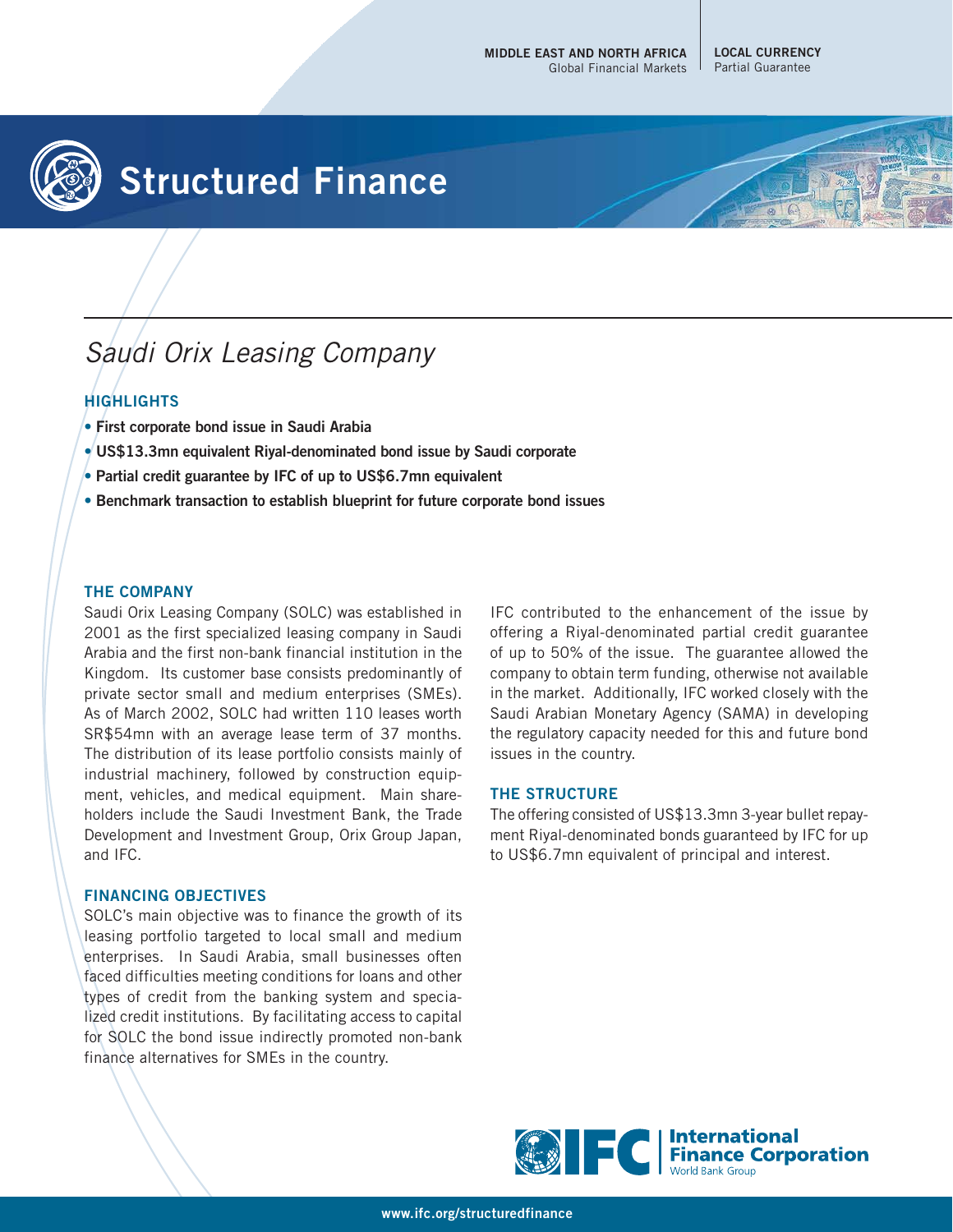MIDDLE EAST AND NORTH AFRICA
Global Financial Markets

LOCAL CURRENCY
Partial Guarantee

# Structured Finance

## *Saudi Orix Leasing Company*

### HIGHLIGHTS

- **First corporate bond issue in Saudi Arabia**
- **US$13.3mn equivalent Riyal-denominated bond issue by Saudi corporate**
- **Partial credit guarantee by IFC of up to US$6.7mn equivalent**
- **Benchmark transaction to establish blueprint for future corporate bond issues**

### THE COMPANY

Saudi Orix Leasing Company (SOLC) was established in 2001 as the first specialized leasing company in Saudi Arabia and the first non-bank financial institution in the Kingdom. Its customer base consists predominantly of private sector small and medium enterprises (SMEs). As of March 2002, SOLC had written 110 leases worth SR$54mn with an average lease term of 37 months. The distribution of its lease portfolio consists mainly of industrial machinery, followed by construction equipment, vehicles, and medical equipment. Main shareholders include the Saudi Investment Bank, the Trade Development and Investment Group, Orix Group Japan, and IFC.

### FINANCING OBJECTIVES

SOLC's main objective was to finance the growth of its leasing portfolio targeted to local small and medium enterprises. In Saudi Arabia, small businesses often faced difficulties meeting conditions for loans and other types of credit from the banking system and specialized credit institutions. By facilitating access to capital for SOLC the bond issue indirectly promoted non-bank finance alternatives for SMEs in the country.

IFC contributed to the enhancement of the issue by offering a Riyal-denominated partial credit guarantee of up to 50% of the issue. The guarantee allowed the company to obtain term funding, otherwise not available in the market. Additionally, IFC worked closely with the Saudi Arabian Monetary Agency (SAMA) in developing the regulatory capacity needed for this and future bond issues in the country.

### THE STRUCTURE

The offering consisted of US$13.3mn 3-year bullet repayment Riyal-denominated bonds guaranteed by IFC for up to US$6.7mn equivalent of principal and interest.

IFC | International Finance Corporation
World Bank Group

www.ifc.org/structuredfinance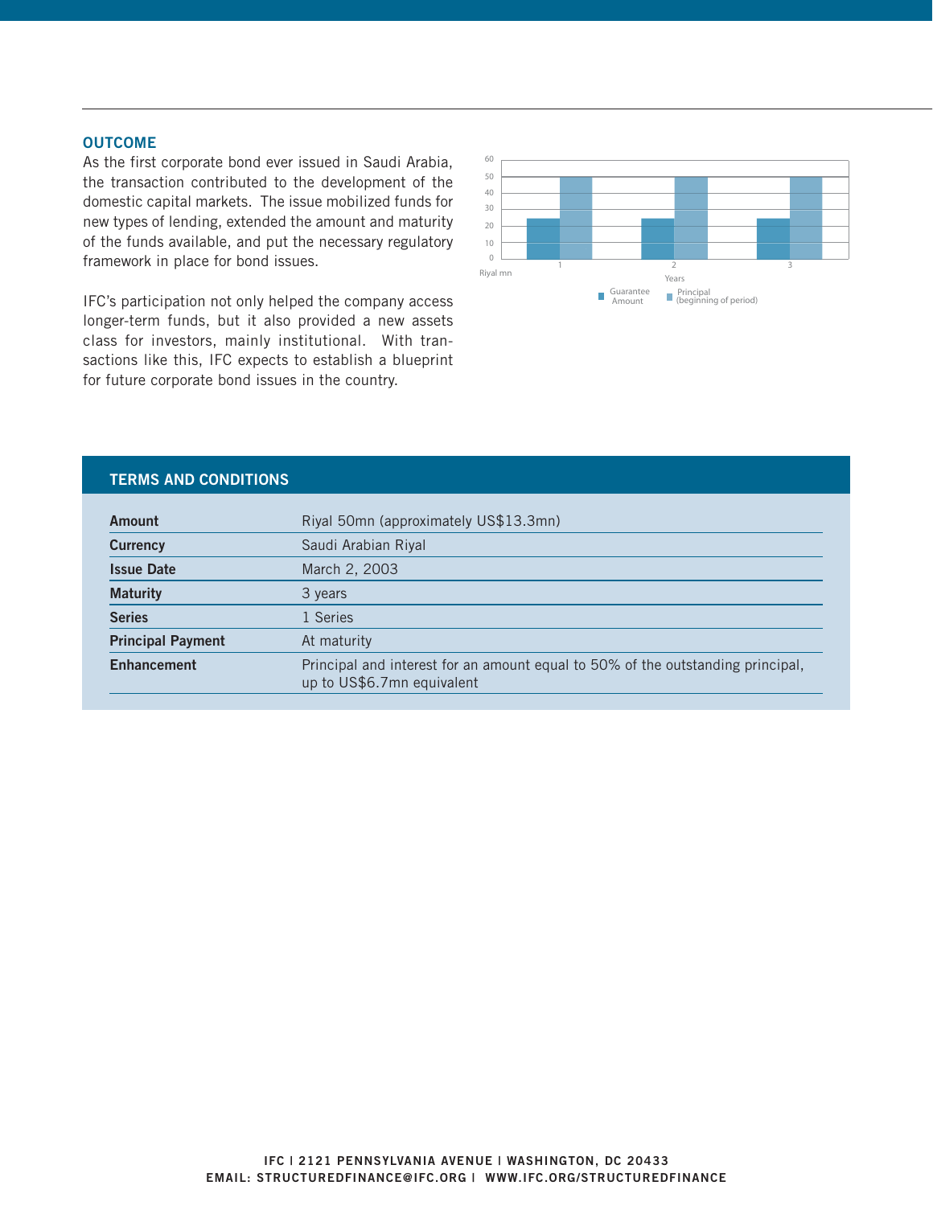## OUTCOME

As the first corporate bond ever issued in Saudi Arabia, the transaction contributed to the development of the domestic capital markets. The issue mobilized funds for new types of lending, extended the amount and maturity of the funds available, and put the necessary regulatory framework in place for bond issues.

IFC's participation not only helped the company access longer-term funds, but it also provided a new assets class for investors, mainly institutional. With transactions like this, IFC expects to establish a blueprint for future corporate bond issues in the country.

60
50
40
30
20
10
0
Riyal mn
1
2
3
Years
Guarantee Amount
Principal (beginning of period)

## TERMS AND CONDITIONS

| | |
|---|---|
| **Amount** | Riyal 50mn (approximately US$13.3mn) |
| **Currency** | Saudi Arabian Riyal |
| **Issue Date** | March 2, 2003 |
| **Maturity** | 3 years |
| **Series** | 1 Series |
| **Principal Payment** | At maturity |
| **Enhancement** | Principal and interest for an amount equal to 50% of the outstanding principal, up to US$6.7mn equivalent |

IFC | 2121 PENNSYLVANIA AVENUE | WASHINGTON, DC 20433
EMAIL: STRUCTUREDFINANCE@IFC.ORG | WWW.IFC.ORG/STRUCTUREDFINANCE